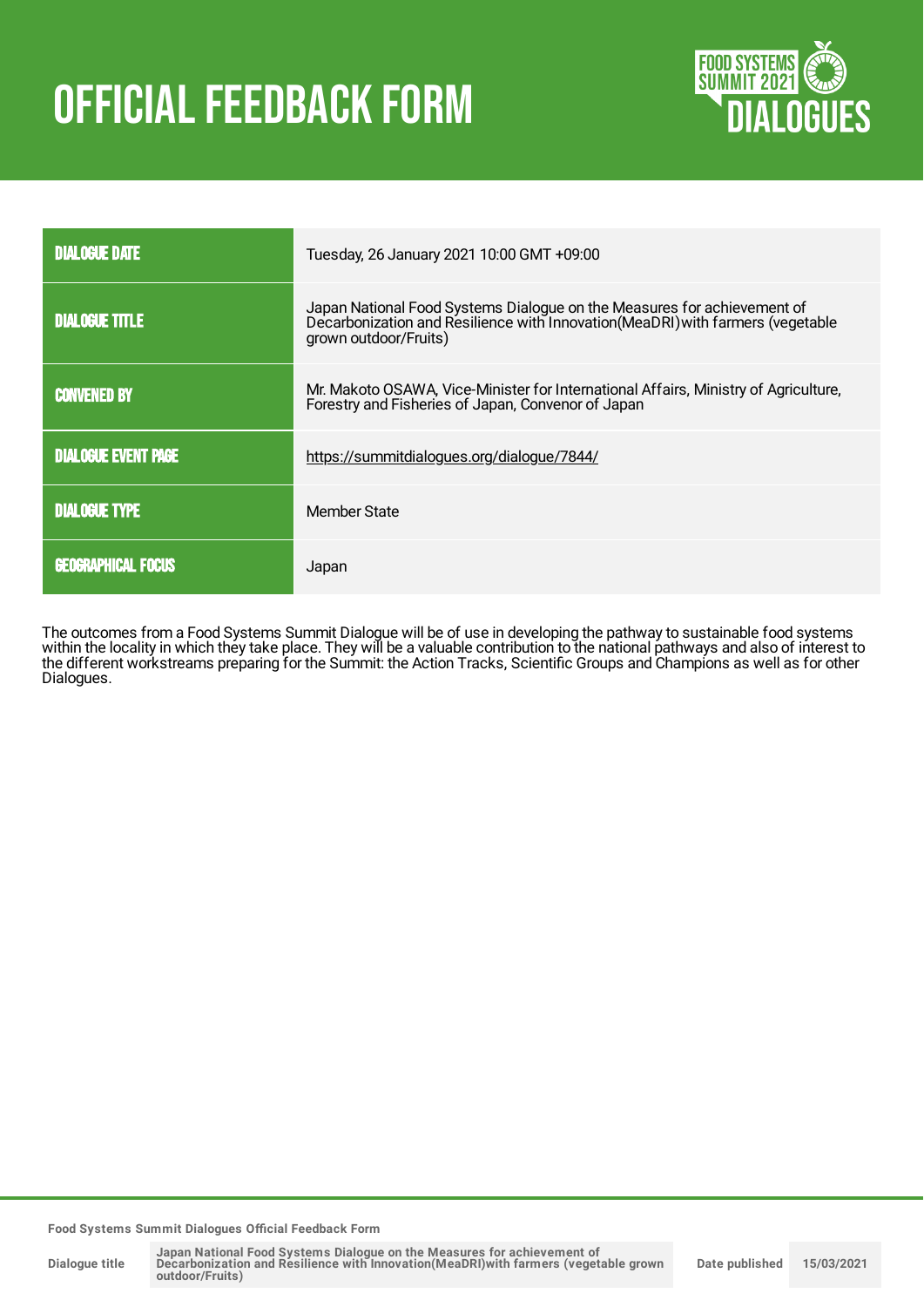# OFFICIAL FEEDBACK FORM

FOOD SYSTEMS SUMMIT 2021 DIALOGUES

| | |
|---|---|
| DIALOGUE DATE | Tuesday, 26 January 2021 10:00 GMT +09:00 |
| DIALOGUE TITLE | Japan National Food Systems Dialogue on the Measures for achievement of Decarbonization and Resilience with Innovation(MeaDRI)with farmers (vegetable grown outdoor/Fruits) |
| CONVENED BY | Mr. Makoto OSAWA, Vice-Minister for International Affairs, Ministry of Agriculture, Forestry and Fisheries of Japan, Convenor of Japan |
| DIALOGUE EVENT PAGE | https://summitdialogues.org/dialogue/7844/ |
| DIALOGUE TYPE | Member State |
| GEOGRAPHICAL FOCUS | Japan |

The outcomes from a Food Systems Summit Dialogue will be of use in developing the pathway to sustainable food systems within the locality in which they take place. They will be a valuable contribution to the national pathways and also of interest to the different workstreams preparing for the Summit: the Action Tracks, Scientific Groups and Champions as well as for other Dialogues.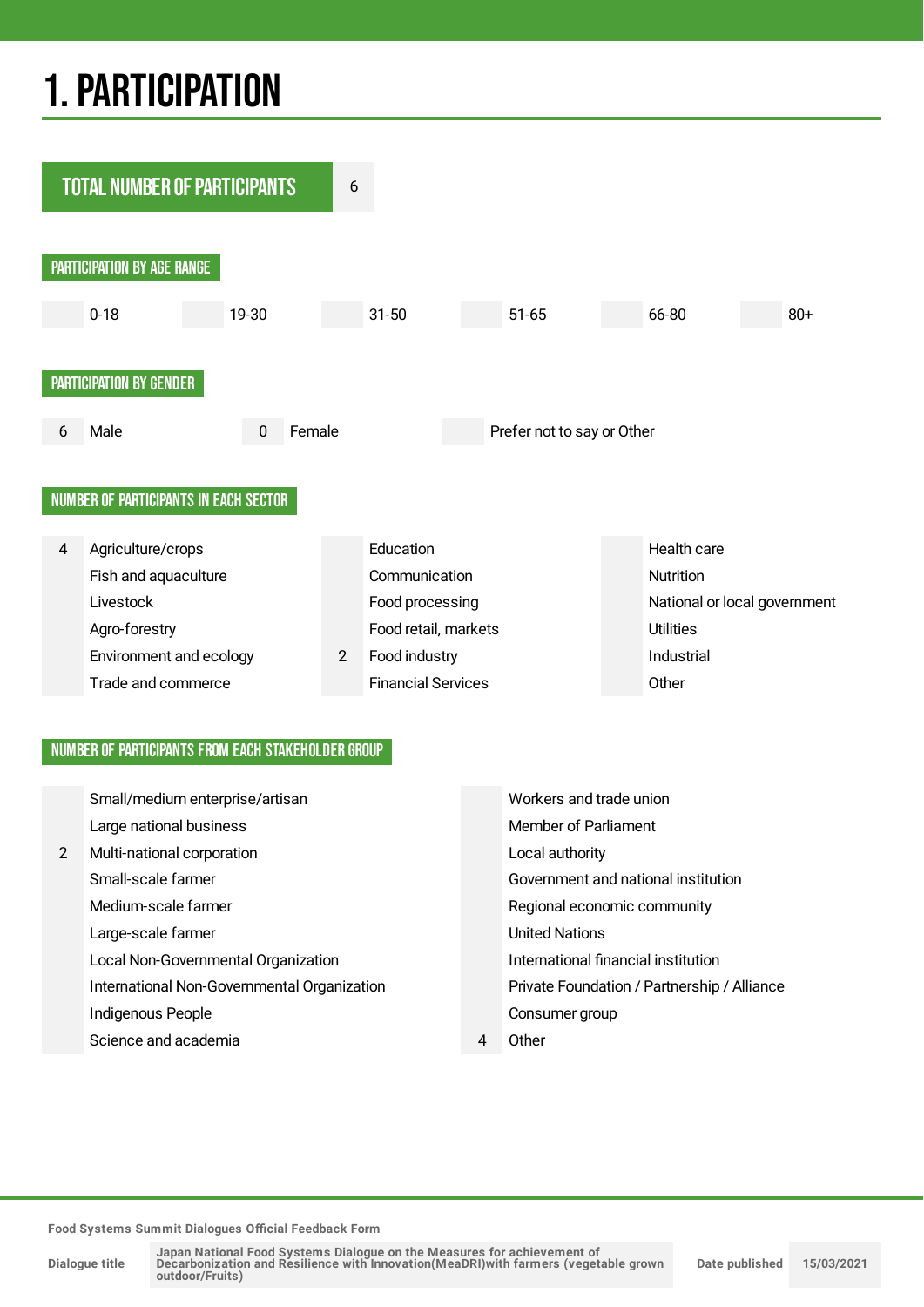# 1. PARTICIPATION

| TOTAL NUMBER OF PARTICIPANTS | 6 |
|---|---|

## PARTICIPATION BY AGE RANGE

| | 0-18 | | 19-30 | | 31-50 | | 51-65 | | 66-80 | | 80+ |
|---|---|---|---|---|---|---|---|---|---|---|---|

## PARTICIPATION BY GENDER

| 6 | Male | 0 | Female | | Prefer not to say or Other |
|---|---|---|---|---|---|

## NUMBER OF PARTICIPANTS IN EACH SECTOR

| | | | | | |
|---|---|---|---|---|---|
| 4 | Agriculture/crops | | Education | | Health care |
| | Fish and aquaculture | | Communication | | Nutrition |
| | Livestock | | Food processing | | National or local government |
| | Agro-forestry | | Food retail, markets | | Utilities |
| | Environment and ecology | 2 | Food industry | | Industrial |
| | Trade and commerce | | Financial Services | | Other |

## NUMBER OF PARTICIPANTS FROM EACH STAKEHOLDER GROUP

| | | | |
|---|---|---|---|
| | Small/medium enterprise/artisan | | Workers and trade union |
| | Large national business | | Member of Parliament |
| 2 | Multi-national corporation | | Local authority |
| | Small-scale farmer | | Government and national institution |
| | Medium-scale farmer | | Regional economic community |
| | Large-scale farmer | | United Nations |
| | Local Non-Governmental Organization | | International financial institution |
| | International Non-Governmental Organization | | Private Foundation / Partnership / Alliance |
| | Indigenous People | | Consumer group |
| | Science and academia | 4 | Other |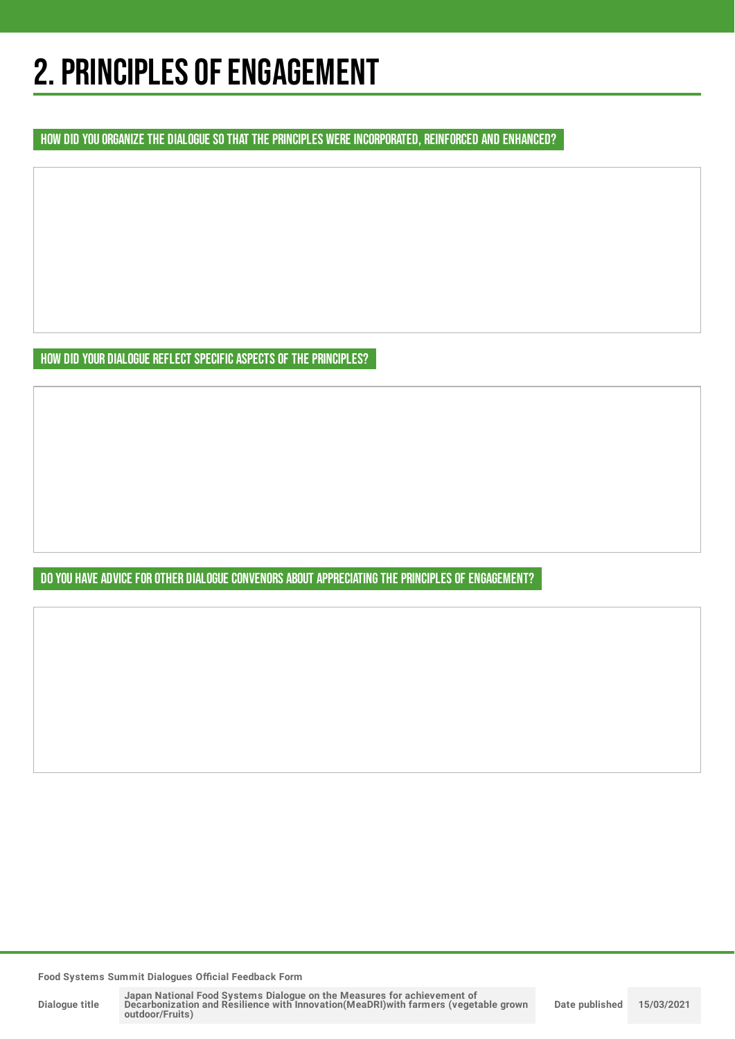# 2. PRINCIPLES OF ENGAGEMENT

## HOW DID YOU ORGANIZE THE DIALOGUE SO THAT THE PRINCIPLES WERE INCORPORATED, REINFORCED AND ENHANCED?

## HOW DID YOUR DIALOGUE REFLECT SPECIFIC ASPECTS OF THE PRINCIPLES?

## DO YOU HAVE ADVICE FOR OTHER DIALOGUE CONVENORS ABOUT APPRECIATING THE PRINCIPLES OF ENGAGEMENT?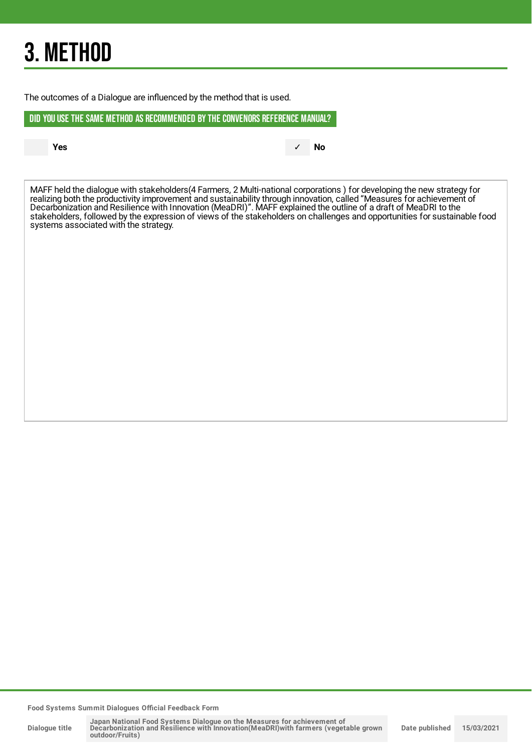# 3. METHOD

The outcomes of a Dialogue are influenced by the method that is used.

## DID YOU USE THE SAME METHOD AS RECOMMENDED BY THE CONVENORS REFERENCE MANUAL?

| | Yes | ✓ | No |
|---|---|---|---|

MAFF held the dialogue with stakeholders(4 Farmers, 2 Multi-national corporations ) for developing the new strategy for realizing both the productivity improvement and sustainability through innovation, called "Measures for achievement of Decarbonization and Resilience with Innovation (MeaDRI)". MAFF explained the outline of a draft of MeaDRI to the stakeholders, followed by the expression of views of the stakeholders on challenges and opportunities for sustainable food systems associated with the strategy.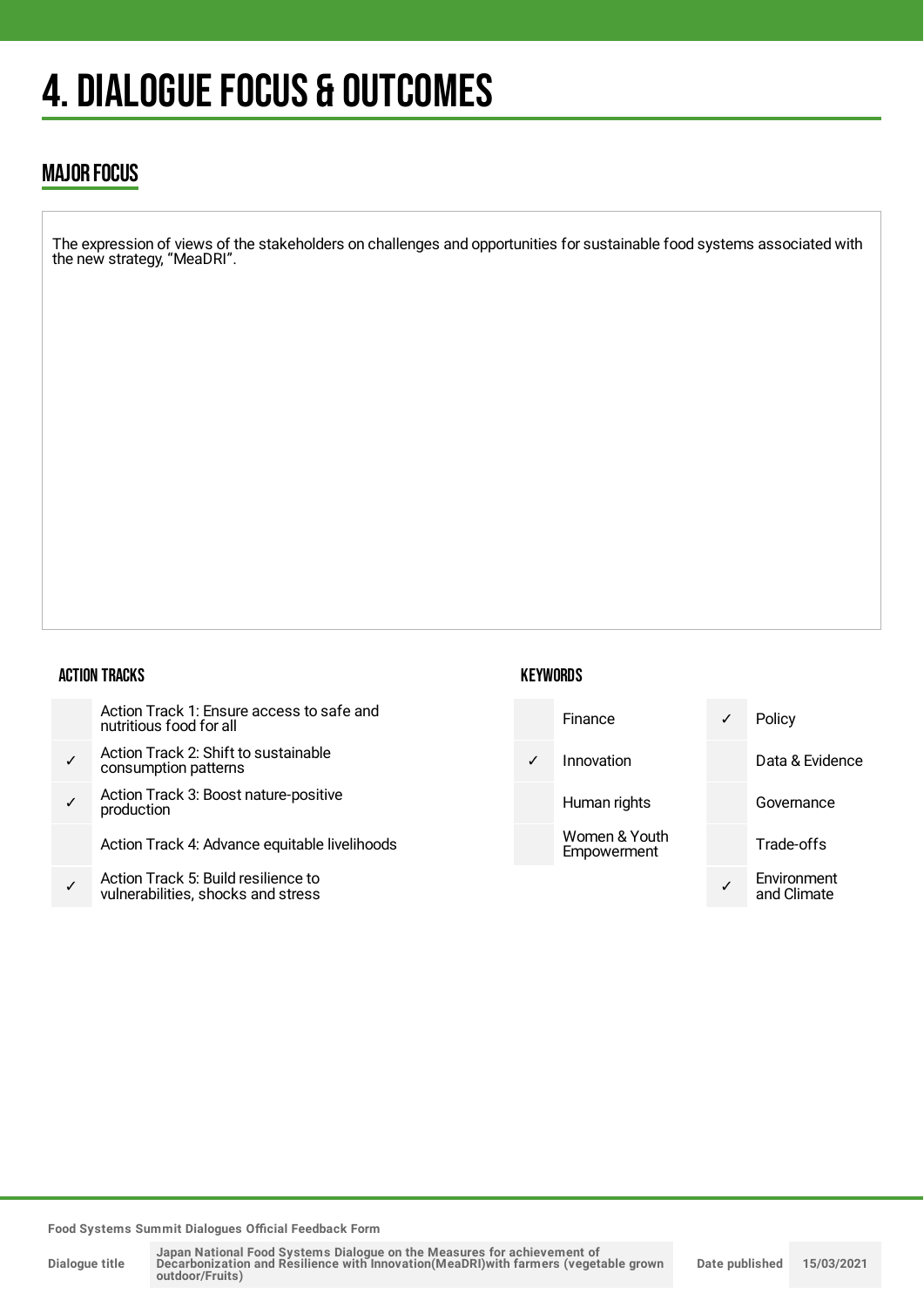# 4. DIALOGUE FOCUS & OUTCOMES

## MAJOR FOCUS

The expression of views of the stakeholders on challenges and opportunities for sustainable food systems associated with the new strategy, "MeaDRI".

### ACTION TRACKS

| | |
|---|---|
| | Action Track 1: Ensure access to safe and nutritious food for all |
| ✓ | Action Track 2: Shift to sustainable consumption patterns |
| ✓ | Action Track 3: Boost nature-positive production |
| | Action Track 4: Advance equitable livelihoods |
| ✓ | Action Track 5: Build resilience to vulnerabilities, shocks and stress |

### KEYWORDS

| | | | |
|---|---|---|---|
| | Finance | ✓ | Policy |
| ✓ | Innovation | | Data & Evidence |
| | Human rights | | Governance |
| | Women & Youth Empowerment | | Trade-offs |
| | | ✓ | Environment and Climate |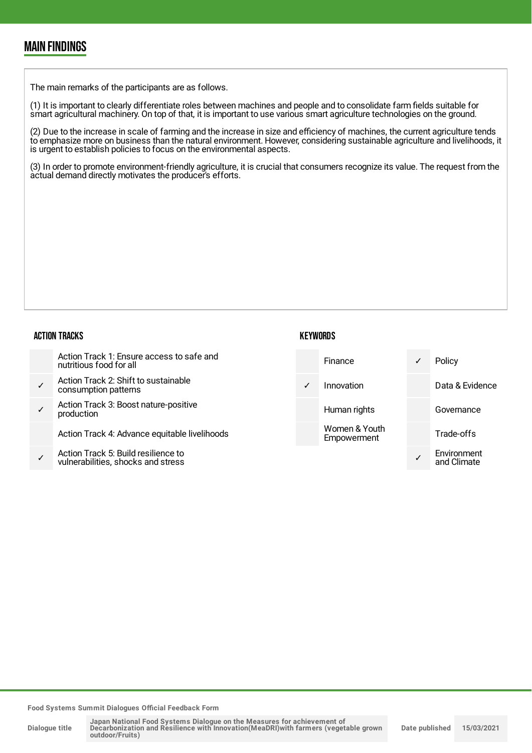## MAIN FINDINGS

The main remarks of the participants are as follows.

(1) It is important to clearly differentiate roles between machines and people and to consolidate farm fields suitable for smart agricultural machinery. On top of that, it is important to use various smart agriculture technologies on the ground.

(2) Due to the increase in scale of farming and the increase in size and efficiency of machines, the current agriculture tends to emphasize more on business than the natural environment. However, considering sustainable agriculture and livelihoods, it is urgent to establish policies to focus on the environmental aspects.

(3) In order to promote environment-friendly agriculture, it is crucial that consumers recognize its value. The request from the actual demand directly motivates the producer's efforts.

### ACTION TRACKS

| | |
|---|---|
| | Action Track 1: Ensure access to safe and nutritious food for all |
| ✓ | Action Track 2: Shift to sustainable consumption patterns |
| ✓ | Action Track 3: Boost nature-positive production |
| | Action Track 4: Advance equitable livelihoods |
| ✓ | Action Track 5: Build resilience to vulnerabilities, shocks and stress |

### KEYWORDS

| | | | |
|---|---|---|---|
| | Finance | ✓ | Policy |
| ✓ | Innovation | | Data & Evidence |
| | Human rights | | Governance |
| | Women & Youth Empowerment | | Trade-offs |
| | | ✓ | Environment and Climate |

Food Systems Summit Dialogues Official Feedback Form

| Dialogue title | Japan National Food Systems Dialogue on the Measures for achievement of Decarbonization and Resilience with Innovation(MeaDRI)with farmers (vegetable grown outdoor/Fruits) | Date published | 15/03/2021 |
|---|---|---|---|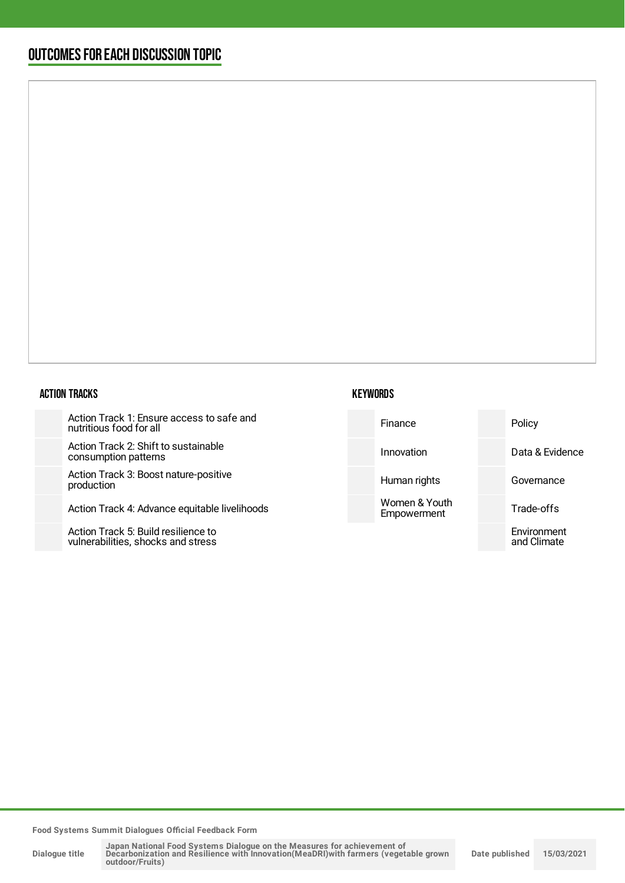## OUTCOMES FOR EACH DISCUSSION TOPIC

### ACTION TRACKS

- Action Track 1: Ensure access to safe and nutritious food for all
- Action Track 2: Shift to sustainable consumption patterns
- Action Track 3: Boost nature-positive production
- Action Track 4: Advance equitable livelihoods
- Action Track 5: Build resilience to vulnerabilities, shocks and stress

### KEYWORDS

- Finance
- Innovation
- Human rights
- Women & Youth Empowerment
- Policy
- Data & Evidence
- Governance
- Trade-offs
- Environment and Climate

Food Systems Summit Dialogues Official Feedback Form

| Dialogue title | Japan National Food Systems Dialogue on the Measures for achievement of Decarbonization and Resilience with Innovation(MeaDRI)with farmers (vegetable grown outdoor/Fruits) | Date published | 15/03/2021 |
|---|---|---|---|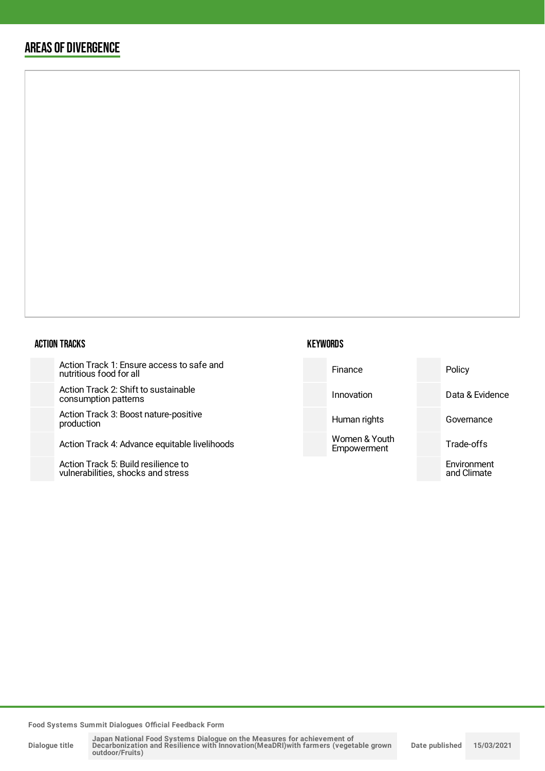## AREAS OF DIVERGENCE

### ACTION TRACKS

- Action Track 1: Ensure access to safe and nutritious food for all
- Action Track 2: Shift to sustainable consumption patterns
- Action Track 3: Boost nature-positive production
- Action Track 4: Advance equitable livelihoods
- Action Track 5: Build resilience to vulnerabilities, shocks and stress

### KEYWORDS

- Finance
- Innovation
- Human rights
- Women & Youth Empowerment
- Policy
- Data & Evidence
- Governance
- Trade-offs
- Environment and Climate

Food Systems Summit Dialogues Official Feedback Form

| | | | |
|---|---|---|---|
| Dialogue title | Japan National Food Systems Dialogue on the Measures for achievement of Decarbonization and Resilience with Innovation(MeaDRI)with farmers (vegetable grown outdoor/Fruits) | Date published | 15/03/2021 |